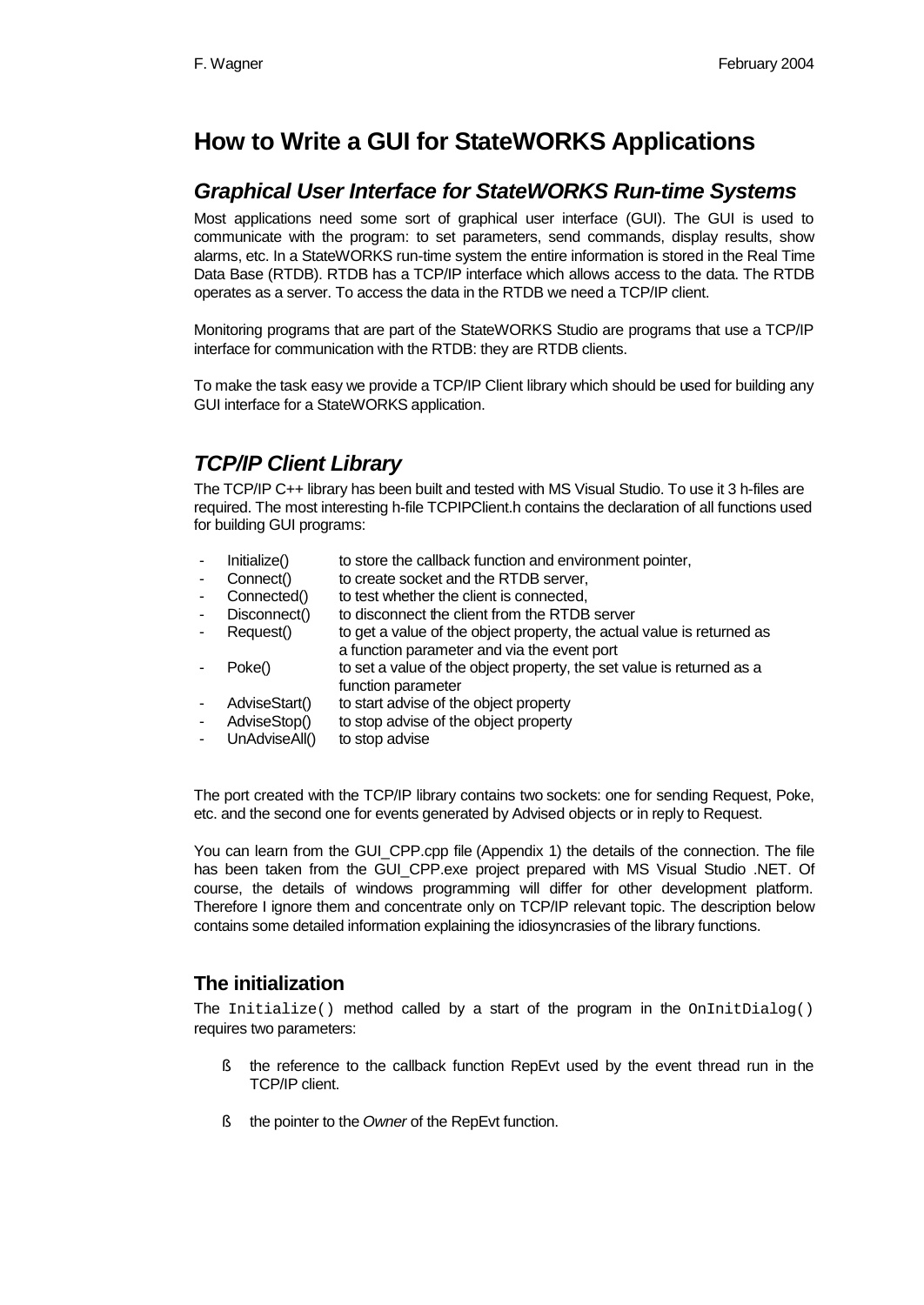# How to Write a GUI for StateWORKS Applications

## *Graphical User Interface for StateWORKS Run-time Systems*

Most applications need some sort of graphical user interface (GUI). The GUI is used to communicate with the program: to set parameters, send commands, display results, show alarms, etc. In a StateWORKS run-time system the entire information is stored in the Real Time Data Base (RTDB). RTDB has a TCP/IP interface which allows access to the data. The RTDB operates as a server. To access the data in the RTDB we need a TCP/IP client.

Monitoring programs that are part of the StateWORKS Studio are programs that use a TCP/IP interface for communication with the RTDB: they are RTDB clients.

To make the task easy we provide a TCP/IP Client library which should be used for building any GUI interface for a StateWORKS application.

## *TCP/IP Client Library*

The TCP/IP C++ library has been built and tested with MS Visual Studio. To use it 3 h-files are required. The most interesting h-file TCPIPClient.h contains the declaration of all functions used for building GUI programs:

- Initialize() to store the callback function and environment pointer,
- Connect() to create socket and the RTDB server,
- Connected() to test whether the client is connected,
- Disconnect() to disconnect the client from the RTDB server
- Request() to get a value of the object property, the actual value is returned as a function parameter and via the event port
- Poke() to set a value of the object property, the set value is returned as a function parameter
- AdviseStart() to start advise of the object property
- AdviseStop() to stop advise of the object property
- UnAdviseAll() to stop advise

The port created with the TCP/IP library contains two sockets: one for sending Request, Poke, etc. and the second one for events generated by Advised objects or in reply to Request.

You can learn from the GUI_CPP.cpp file (Appendix 1) the details of the connection. The file has been taken from the GUI_CPP.exe project prepared with MS Visual Studio .NET. Of course, the details of windows programming will differ for other development platform. Therefore I ignore them and concentrate only on TCP/IP relevant topic. The description below contains some detailed information explaining the idiosyncrasies of the library functions.

### The initialization

The `Initialize()` method called by a start of the program in the `OnInitDialog()` requires two parameters:

- the reference to the callback function RepEvt used by the event thread run in the TCP/IP client.
- the pointer to the *Owner* of the RepEvt function.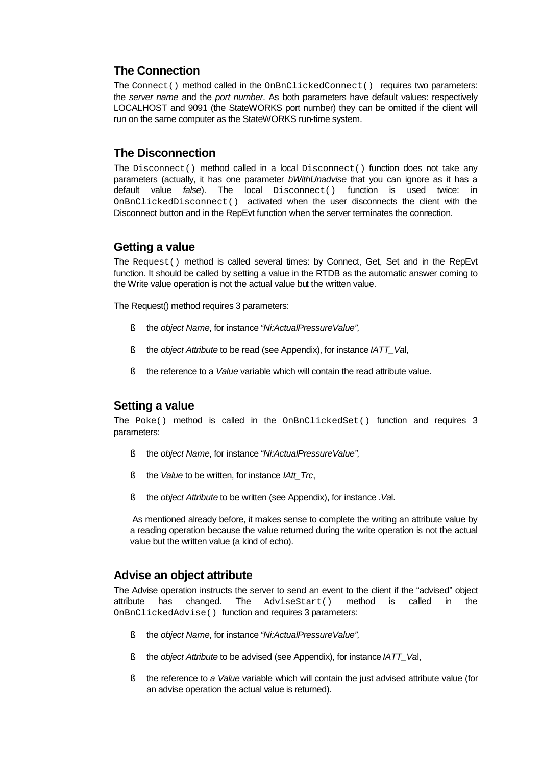## The Connection

The `Connect()` method called in the `OnBnClickedConnect()` requires two parameters: the *server name* and the *port number*. As both parameters have default values: respectively LOCALHOST and 9091 (the StateWORKS port number) they can be omitted if the client will run on the same computer as the StateWORKS run-time system.

## The Disconnection

The `Disconnect()` method called in a local `Disconnect()` function does not take any parameters (actually, it has one parameter *bWithUnadvise* that you can ignore as it has a default value *false*). The local `Disconnect()` function is used twice: in `OnBnClickedDisconnect()` activated when the user disconnects the client with the Disconnect button and in the RepEvt function when the server terminates the connection.

## Getting a value

The `Request()` method is called several times: by Connect, Get, Set and in the RepEvt function. It should be called by setting a value in the RTDB as the automatic answer coming to the Write value operation is not the actual value but the written value.

The Request() method requires 3 parameters:

- the *object Name*, for instance *"Ni:ActualPressureValue",*
- the *object Attribute* to be read (see Appendix), for instance *IATT_Va*l,
- the reference to a *Value* variable which will contain the read attribute value.

## Setting a value

The `Poke()` method is called in the `OnBnClickedSet()` function and requires 3 parameters:

- the *object Name*, for instance *"Ni:ActualPressureValue",*
- the *Value* to be written, for instance *IAtt_Trc*,
- the *object Attribute* to be written (see Appendix), for instance *.Va*l.

As mentioned already before, it makes sense to complete the writing an attribute value by a reading operation because the value returned during the write operation is not the actual value but the written value (a kind of echo).

## Advise an object attribute

The Advise operation instructs the server to send an event to the client if the "advised" object attribute has changed. The `AdviseStart()` method is called in the `OnBnClickedAdvise()` function and requires 3 parameters:

- the *object Name*, for instance *"Ni:ActualPressureValue",*
- the *object Attribute* to be advised (see Appendix), for instance *IATT_Va*l,
- the reference to *a Value* variable which will contain the just advised attribute value (for an advise operation the actual value is returned).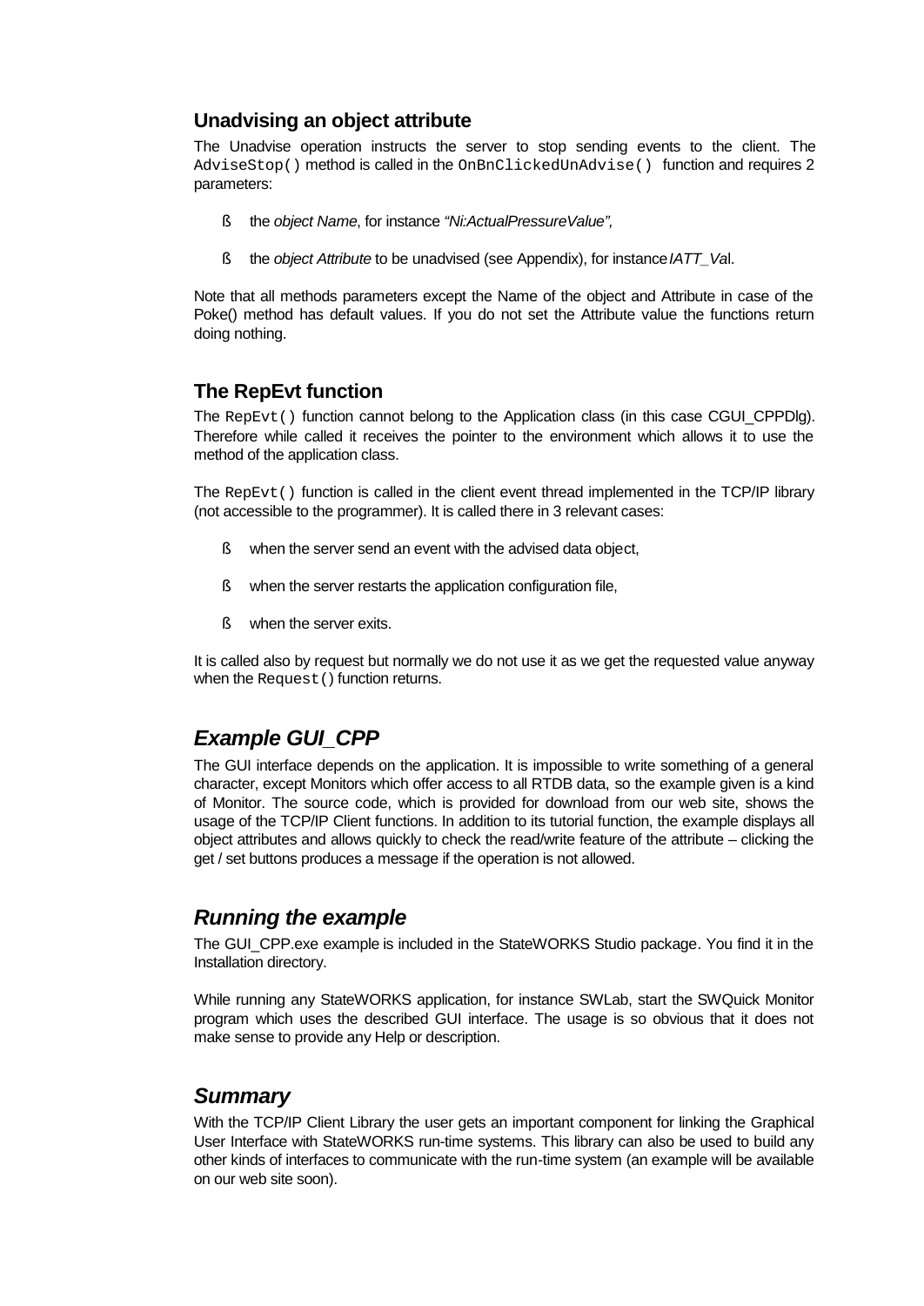### Unadvising an object attribute

The Unadvise operation instructs the server to stop sending events to the client. The `AdviseStop()` method is called in the `OnBnClickedUnAdvise()` function and requires 2 parameters:

- the *object Name*, for instance *"Ni:ActualPressureValue",*
- the *object Attribute* to be unadvised (see Appendix), for instance *IATT_Va*l.

Note that all methods parameters except the Name of the object and Attribute in case of the Poke() method has default values. If you do not set the Attribute value the functions return doing nothing.

### The RepEvt function

The `RepEvt()` function cannot belong to the Application class (in this case CGUI_CPPDlg). Therefore while called it receives the pointer to the environment which allows it to use the method of the application class.

The `RepEvt()` function is called in the client event thread implemented in the TCP/IP library (not accessible to the programmer). It is called there in 3 relevant cases:

- when the server send an event with the advised data object,
- when the server restarts the application configuration file,
- when the server exits.

It is called also by request but normally we do not use it as we get the requested value anyway when the `Request()` function returns.

## *Example GUI_CPP*

The GUI interface depends on the application. It is impossible to write something of a general character, except Monitors which offer access to all RTDB data, so the example given is a kind of Monitor. The source code, which is provided for download from our web site, shows the usage of the TCP/IP Client functions. In addition to its tutorial function, the example displays all object attributes and allows quickly to check the read/write feature of the attribute – clicking the get / set buttons produces a message if the operation is not allowed.

## *Running the example*

The GUI_CPP.exe example is included in the StateWORKS Studio package. You find it in the Installation directory.

While running any StateWORKS application, for instance SWLab, start the SWQuick Monitor program which uses the described GUI interface. The usage is so obvious that it does not make sense to provide any Help or description.

## *Summary*

With the TCP/IP Client Library the user gets an important component for linking the Graphical User Interface with StateWORKS run-time systems. This library can also be used to build any other kinds of interfaces to communicate with the run-time system (an example will be available on our web site soon).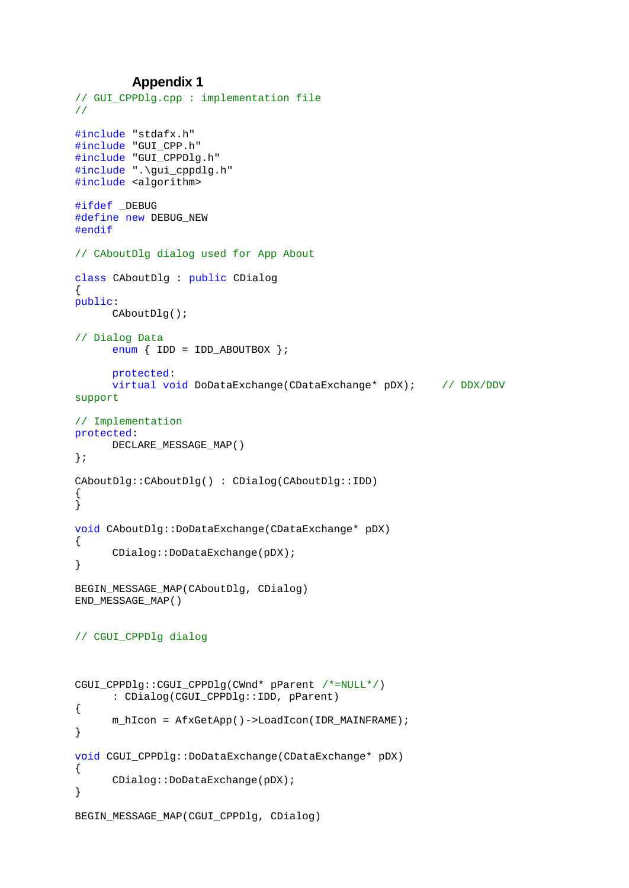### Appendix 1

```
// GUI_CPPDlg.cpp : implementation file
//

#include "stdafx.h"
#include "GUI_CPP.h"
#include "GUI_CPPDlg.h"
#include ".\gui_cppdlg.h"
#include <algorithm>

#ifdef _DEBUG
#define new DEBUG_NEW
#endif

// CAboutDlg dialog used for App About

class CAboutDlg : public CDialog
{
public:
      CAboutDlg();

// Dialog Data
      enum { IDD = IDD_ABOUTBOX };

      protected:
      virtual void DoDataExchange(CDataExchange* pDX);    // DDX/DDV
support

// Implementation
protected:
      DECLARE_MESSAGE_MAP()
};

CAboutDlg::CAboutDlg() : CDialog(CAboutDlg::IDD)
{
}

void CAboutDlg::DoDataExchange(CDataExchange* pDX)
{
      CDialog::DoDataExchange(pDX);
}

BEGIN_MESSAGE_MAP(CAboutDlg, CDialog)
END_MESSAGE_MAP()


// CGUI_CPPDlg dialog



CGUI_CPPDlg::CGUI_CPPDlg(CWnd* pParent /*=NULL*/)
      : CDialog(CGUI_CPPDlg::IDD, pParent)
{
      m_hIcon = AfxGetApp()->LoadIcon(IDR_MAINFRAME);
}

void CGUI_CPPDlg::DoDataExchange(CDataExchange* pDX)
{
      CDialog::DoDataExchange(pDX);
}

BEGIN_MESSAGE_MAP(CGUI_CPPDlg, CDialog)
```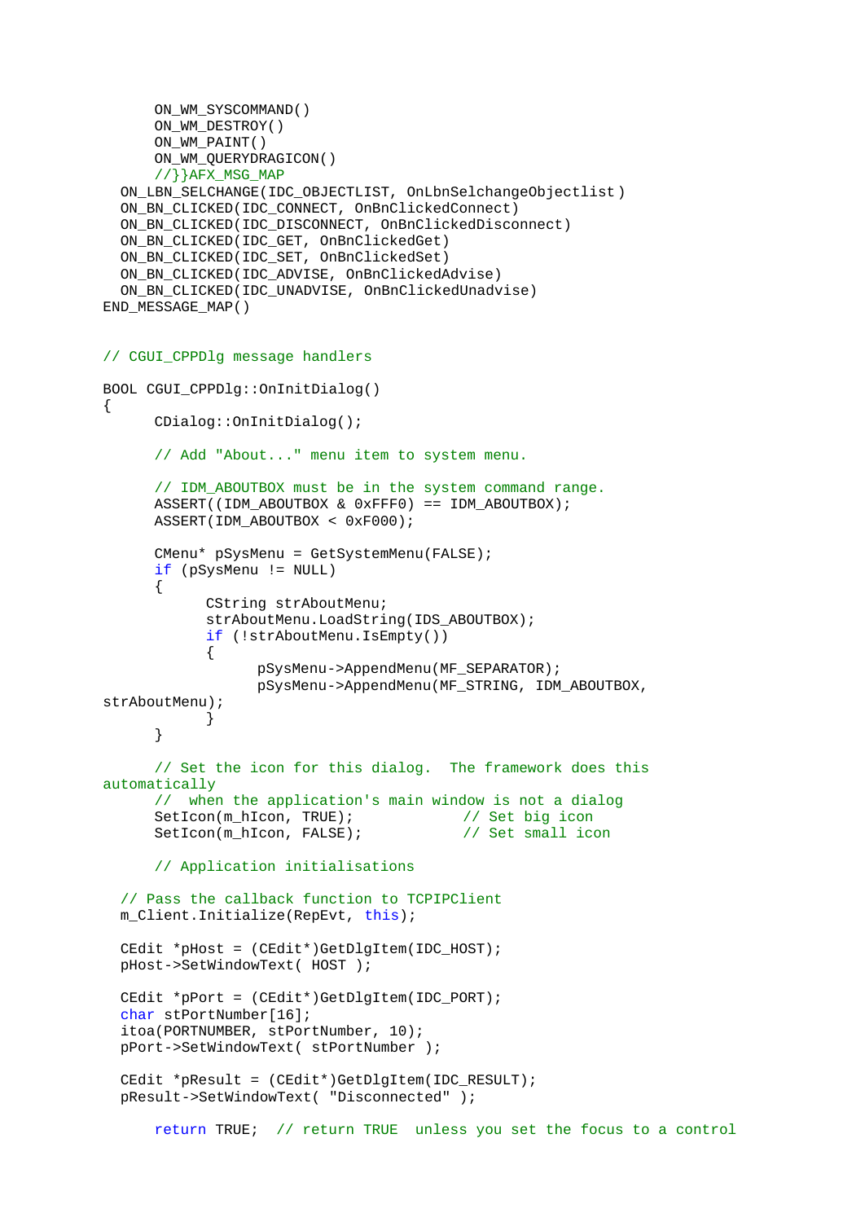```
	ON_WM_SYSCOMMAND()
	ON_WM_DESTROY()
	ON_WM_PAINT()
	ON_WM_QUERYDRAGICON()
	//}}AFX_MSG_MAP
  ON_LBN_SELCHANGE(IDC_OBJECTLIST, OnLbnSelchangeObjectlist)
  ON_BN_CLICKED(IDC_CONNECT, OnBnClickedConnect)
  ON_BN_CLICKED(IDC_DISCONNECT, OnBnClickedDisconnect)
  ON_BN_CLICKED(IDC_GET, OnBnClickedGet)
  ON_BN_CLICKED(IDC_SET, OnBnClickedSet)
  ON_BN_CLICKED(IDC_ADVISE, OnBnClickedAdvise)
  ON_BN_CLICKED(IDC_UNADVISE, OnBnClickedUnadvise)
END_MESSAGE_MAP()


// CGUI_CPPDlg message handlers

BOOL CGUI_CPPDlg::OnInitDialog()
{
	CDialog::OnInitDialog();

	// Add "About..." menu item to system menu.

	// IDM_ABOUTBOX must be in the system command range.
	ASSERT((IDM_ABOUTBOX & 0xFFF0) == IDM_ABOUTBOX);
	ASSERT(IDM_ABOUTBOX < 0xF000);

	CMenu* pSysMenu = GetSystemMenu(FALSE);
	if (pSysMenu != NULL)
	{
		CString strAboutMenu;
		strAboutMenu.LoadString(IDS_ABOUTBOX);
		if (!strAboutMenu.IsEmpty())
		{
			pSysMenu->AppendMenu(MF_SEPARATOR);
			pSysMenu->AppendMenu(MF_STRING, IDM_ABOUTBOX, 
strAboutMenu);
		}
	}

	// Set the icon for this dialog.  The framework does this 
automatically
	//  when the application's main window is not a dialog
	SetIcon(m_hIcon, TRUE);			// Set big icon
	SetIcon(m_hIcon, FALSE);		// Set small icon

	// Application initialisations

  // Pass the callback function to TCPIPClient
  m_Client.Initialize(RepEvt, this);

  CEdit *pHost = (CEdit*)GetDlgItem(IDC_HOST);
  pHost->SetWindowText( HOST );

  CEdit *pPort = (CEdit*)GetDlgItem(IDC_PORT);
  char stPortNumber[16];
  itoa(PORTNUMBER, stPortNumber, 10);
  pPort->SetWindowText( stPortNumber );

  CEdit *pResult = (CEdit*)GetDlgItem(IDC_RESULT);
  pResult->SetWindowText( "Disconnected" );

	return TRUE;  // return TRUE  unless you set the focus to a control
```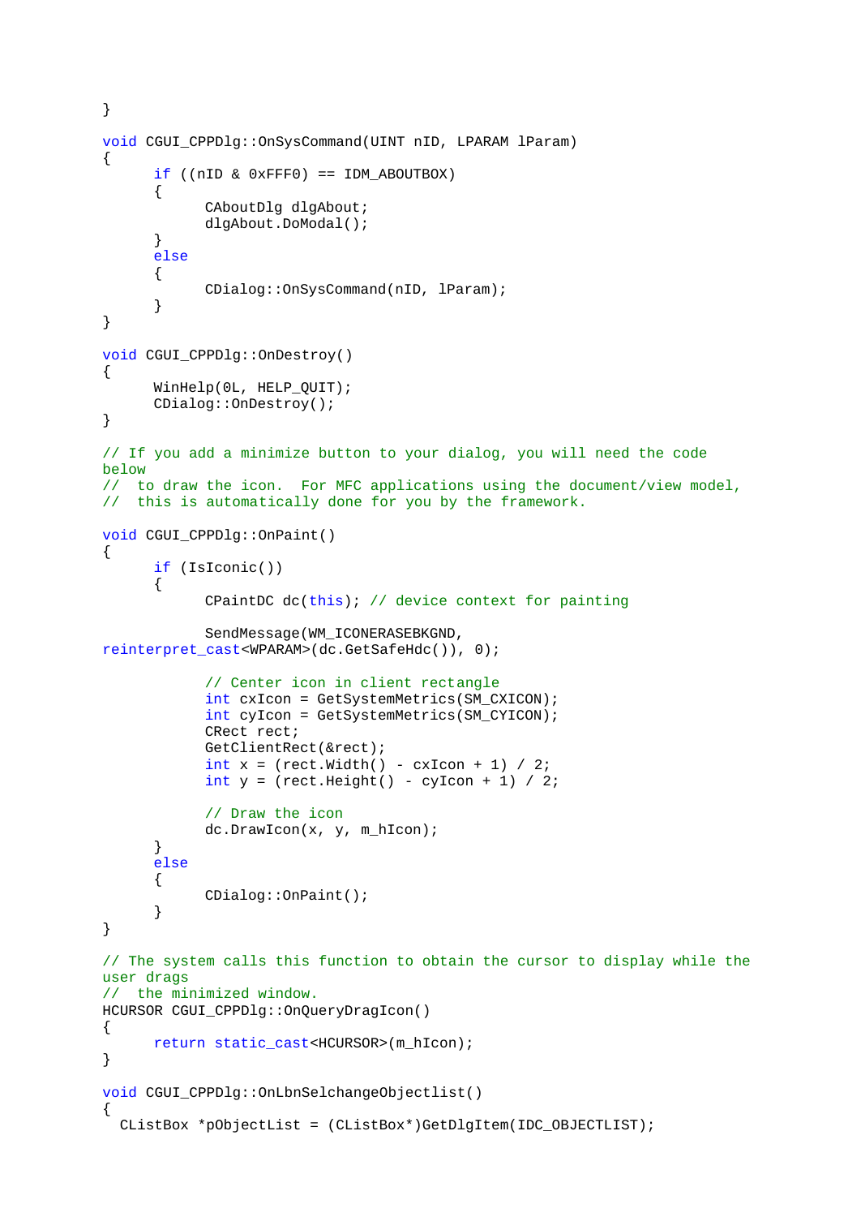```
}

void CGUI_CPPDlg::OnSysCommand(UINT nID, LPARAM lParam)
{
      if ((nID & 0xFFF0) == IDM_ABOUTBOX)
      {
            CAboutDlg dlgAbout;
            dlgAbout.DoModal();
      }
      else
      {
            CDialog::OnSysCommand(nID, lParam);
      }
}

void CGUI_CPPDlg::OnDestroy()
{
      WinHelp(0L, HELP_QUIT);
      CDialog::OnDestroy();
}

// If you add a minimize button to your dialog, you will need the code
below
//  to draw the icon.  For MFC applications using the document/view model,
//  this is automatically done for you by the framework.

void CGUI_CPPDlg::OnPaint()
{
      if (IsIconic())
      {
            CPaintDC dc(this); // device context for painting

            SendMessage(WM_ICONERASEBKGND,
reinterpret_cast<WPARAM>(dc.GetSafeHdc()), 0);

            // Center icon in client rectangle
            int cxIcon = GetSystemMetrics(SM_CXICON);
            int cyIcon = GetSystemMetrics(SM_CYICON);
            CRect rect;
            GetClientRect(&rect);
            int x = (rect.Width() - cxIcon + 1) / 2;
            int y = (rect.Height() - cyIcon + 1) / 2;

            // Draw the icon
            dc.DrawIcon(x, y, m_hIcon);
      }
      else
      {
            CDialog::OnPaint();
      }
}

// The system calls this function to obtain the cursor to display while the
user drags
//  the minimized window.
HCURSOR CGUI_CPPDlg::OnQueryDragIcon()
{
      return static_cast<HCURSOR>(m_hIcon);
}

void CGUI_CPPDlg::OnLbnSelchangeObjectlist()
{
  CListBox *pObjectList = (CListBox*)GetDlgItem(IDC_OBJECTLIST);
```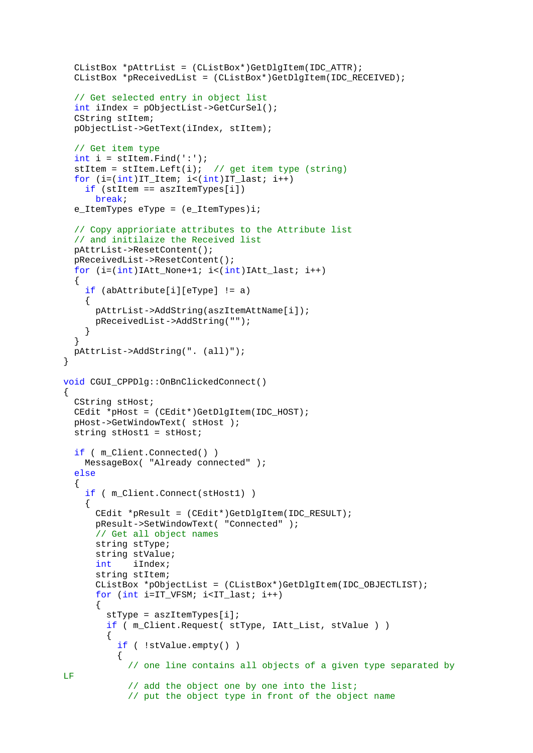```
  CListBox *pAttrList = (CListBox*)GetDlgItem(IDC_ATTR);
  CListBox *pReceivedList = (CListBox*)GetDlgItem(IDC_RECEIVED);

  // Get selected entry in object list
  int iIndex = pObjectList->GetCurSel();
  CString stItem;
  pObjectList->GetText(iIndex, stItem);

  // Get item type
  int i = stItem.Find(':');
  stItem = stItem.Left(i);  // get item type (string)
  for (i=(int)IT_Item; i<(int)IT_last; i++)
    if (stItem == aszItemTypes[i])
      break;
  e_ItemTypes eType = (e_ItemTypes)i;

  // Copy appriorate attributes to the Attribute list
  // and initilaize the Received list
  pAttrList->ResetContent();
  pReceivedList->ResetContent();
  for (i=(int)IAtt_None+1; i<(int)IAtt_last; i++)
  {
    if (abAttribute[i][eType] != a)
    {
      pAttrList->AddString(aszItemAttName[i]);
      pReceivedList->AddString("");
    }
  }
  pAttrList->AddString(". (all)");
}

void CGUI_CPPDlg::OnBnClickedConnect()
{
  CString stHost;
  CEdit *pHost = (CEdit*)GetDlgItem(IDC_HOST);
  pHost->GetWindowText( stHost );
  string stHost1 = stHost;

  if ( m_Client.Connected() )
    MessageBox( "Already connected" );
  else
  {
    if ( m_Client.Connect(stHost1) )
    {
      CEdit *pResult = (CEdit*)GetDlgItem(IDC_RESULT);
      pResult->SetWindowText( "Connected" );
      // Get all object names
      string stType;
      string stValue;
      int    iIndex;
      string stItem;
      CListBox *pObjectList = (CListBox*)GetDlgItem(IDC_OBJECTLIST);
      for (int i=IT_VFSM; i<IT_last; i++)
      {
        stType = aszItemTypes[i];
        if ( m_Client.Request( stType, IAtt_List, stValue ) )
        {
          if ( !stValue.empty() )
          {
            // one line contains all objects of a given type separated by
LF
            // add the object one by one into the list;
            // put the object type in front of the object name
```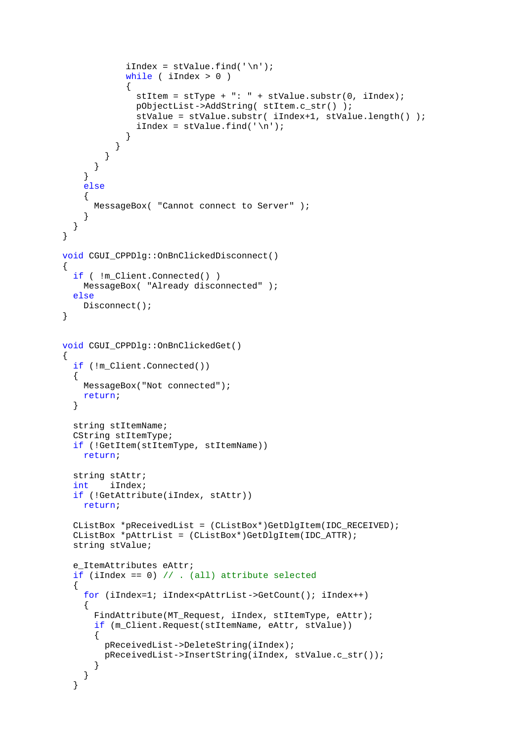```
            iIndex = stValue.find('\n');
            while ( iIndex > 0 )
            {
              stItem = stType + ": " + stValue.substr(0, iIndex);
              pObjectList->AddString( stItem.c_str() );
              stValue = stValue.substr( iIndex+1, stValue.length() );
              iIndex = stValue.find('\n');
            }
          }
        }
      }
    }
    else
    {
      MessageBox( "Cannot connect to Server" );
    }
  }
}

void CGUI_CPPDlg::OnBnClickedDisconnect()
{
  if ( !m_Client.Connected() )
    MessageBox( "Already disconnected" );
  else
    Disconnect();
}


void CGUI_CPPDlg::OnBnClickedGet()
{
  if (!m_Client.Connected())
  {
    MessageBox("Not connected");
    return;
  }

  string stItemName;
  CString stItemType;
  if (!GetItem(stItemType, stItemName))
    return;

  string stAttr;
  int    iIndex;
  if (!GetAttribute(iIndex, stAttr))
    return;

  CListBox *pReceivedList = (CListBox*)GetDlgItem(IDC_RECEIVED);
  CListBox *pAttrList = (CListBox*)GetDlgItem(IDC_ATTR);
  string stValue;

  e_ItemAttributes eAttr;
  if (iIndex == 0) // . (all) attribute selected
  {
    for (iIndex=1; iIndex<pAttrList->GetCount(); iIndex++)
    {
      FindAttribute(MT_Request, iIndex, stItemType, eAttr);
      if (m_Client.Request(stItemName, eAttr, stValue))
      {
        pReceivedList->DeleteString(iIndex);
        pReceivedList->InsertString(iIndex, stValue.c_str());
      }
    }
  }
```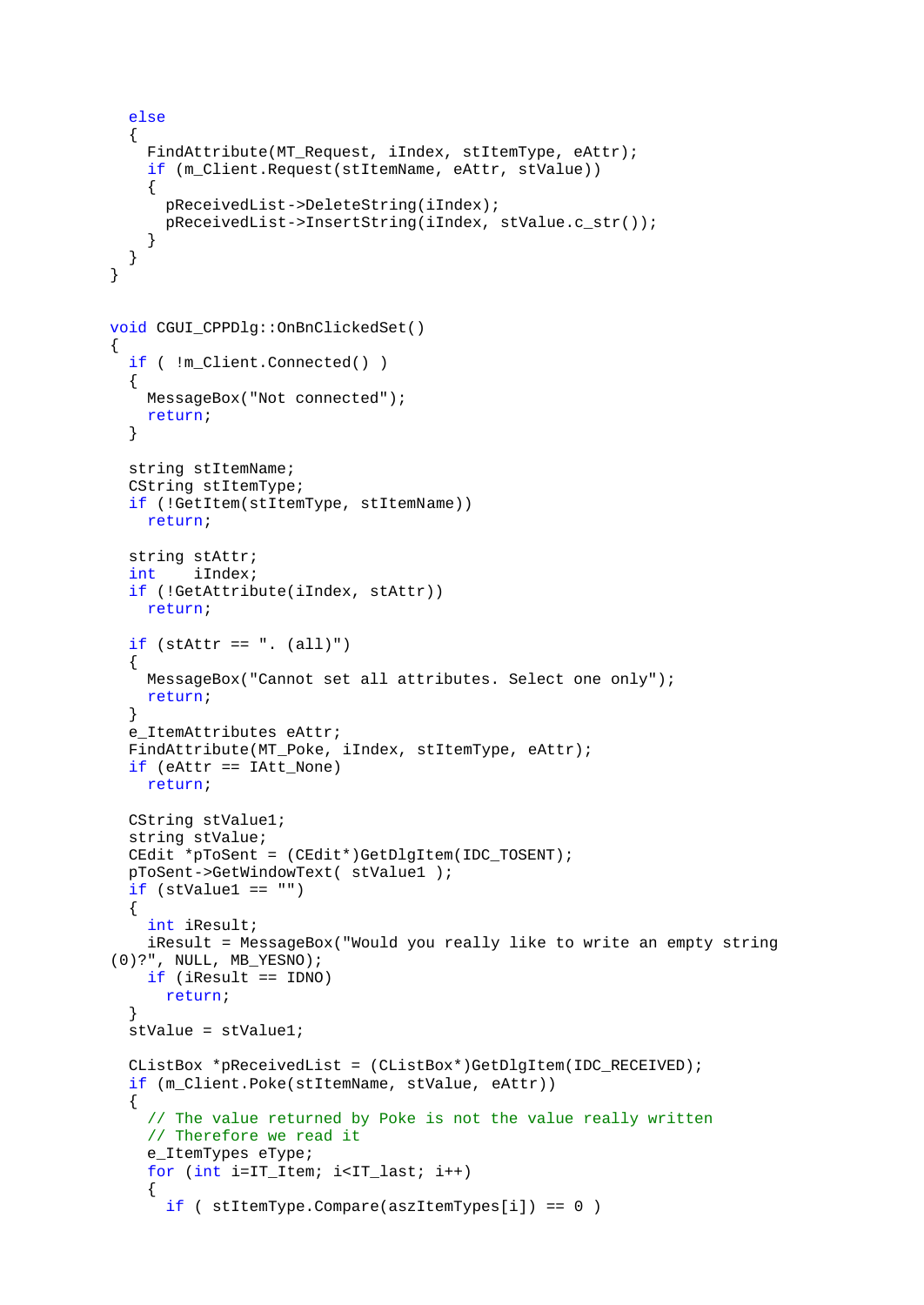```
  else
  {
    FindAttribute(MT_Request, iIndex, stItemType, eAttr);
    if (m_Client.Request(stItemName, eAttr, stValue))
    {
      pReceivedList->DeleteString(iIndex);
      pReceivedList->InsertString(iIndex, stValue.c_str());
    }
  }
}


void CGUI_CPPDlg::OnBnClickedSet()
{
  if ( !m_Client.Connected() )
  {
    MessageBox("Not connected");
    return;
  }

  string stItemName;
  CString stItemType;
  if (!GetItem(stItemType, stItemName))
    return;

  string stAttr;
  int    iIndex;
  if (!GetAttribute(iIndex, stAttr))
    return;

  if (stAttr == ". (all)")
  {
    MessageBox("Cannot set all attributes. Select one only");
    return;
  }
  e_ItemAttributes eAttr;
  FindAttribute(MT_Poke, iIndex, stItemType, eAttr);
  if (eAttr == IAtt_None)
    return;

  CString stValue1;
  string stValue;
  CEdit *pToSent = (CEdit*)GetDlgItem(IDC_TOSENT);
  pToSent->GetWindowText( stValue1 );
  if (stValue1 == "")
  {
    int iResult;
    iResult = MessageBox("Would you really like to write an empty string
(0)?", NULL, MB_YESNO);
    if (iResult == IDNO)
      return;
  }
  stValue = stValue1;

  CListBox *pReceivedList = (CListBox*)GetDlgItem(IDC_RECEIVED);
  if (m_Client.Poke(stItemName, stValue, eAttr))
  {
    // The value returned by Poke is not the value really written
    // Therefore we read it
    e_ItemTypes eType;
    for (int i=IT_Item; i<IT_last; i++)
    {
      if ( stItemType.Compare(aszItemTypes[i]) == 0 )
```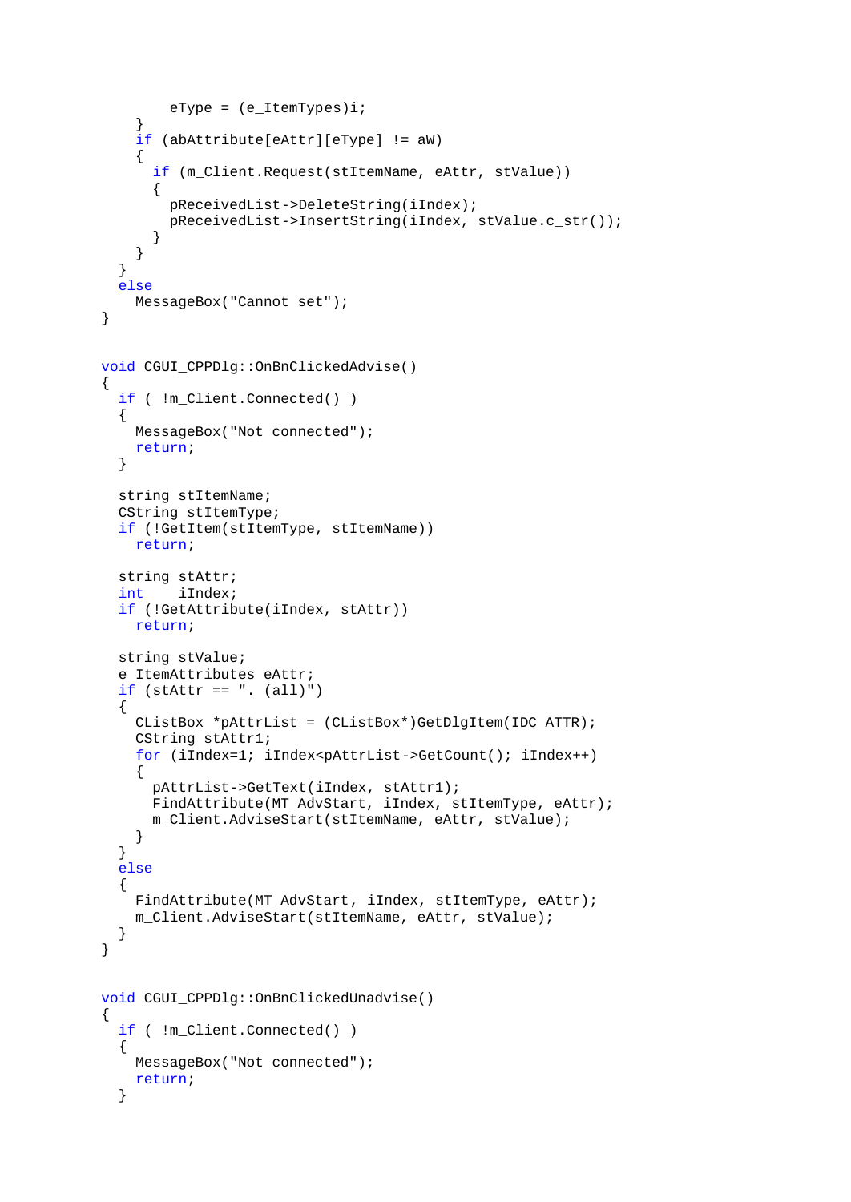```
        eType = (e_ItemTypes)i;
    }
    if (abAttribute[eAttr][eType] != aW)
    {
      if (m_Client.Request(stItemName, eAttr, stValue))
      {
        pReceivedList->DeleteString(iIndex);
        pReceivedList->InsertString(iIndex, stValue.c_str());
      }
    }
  }
  else
    MessageBox("Cannot set");
}


void CGUI_CPPDlg::OnBnClickedAdvise()
{
  if ( !m_Client.Connected() )
  {
    MessageBox("Not connected");
    return;
  }

  string stItemName;
  CString stItemType;
  if (!GetItem(stItemType, stItemName))
    return;

  string stAttr;
  int    iIndex;
  if (!GetAttribute(iIndex, stAttr))
    return;

  string stValue;
  e_ItemAttributes eAttr;
  if (stAttr == ". (all)")
  {
    CListBox *pAttrList = (CListBox*)GetDlgItem(IDC_ATTR);
    CString stAttr1;
    for (iIndex=1; iIndex<pAttrList->GetCount(); iIndex++)
    {
      pAttrList->GetText(iIndex, stAttr1);
      FindAttribute(MT_AdvStart, iIndex, stItemType, eAttr);
      m_Client.AdviseStart(stItemName, eAttr, stValue);
    }
  }
  else
  {
    FindAttribute(MT_AdvStart, iIndex, stItemType, eAttr);
    m_Client.AdviseStart(stItemName, eAttr, stValue);
  }
}


void CGUI_CPPDlg::OnBnClickedUnadvise()
{
  if ( !m_Client.Connected() )
  {
    MessageBox("Not connected");
    return;
  }
```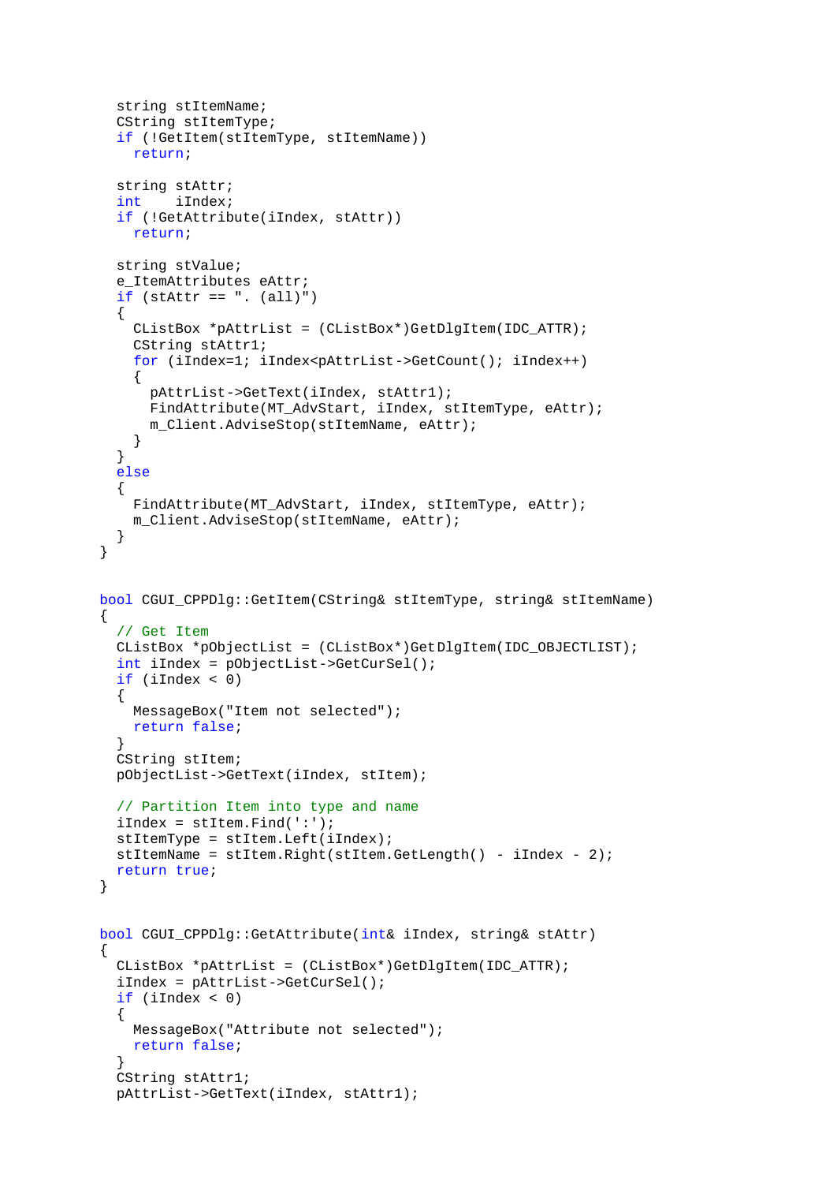```
  string stItemName;
  CString stItemType;
  if (!GetItem(stItemType, stItemName))
    return;

  string stAttr;
  int    iIndex;
  if (!GetAttribute(iIndex, stAttr))
    return;

  string stValue;
  e_ItemAttributes eAttr;
  if (stAttr == ". (all)")
  {
    CListBox *pAttrList = (CListBox*)GetDlgItem(IDC_ATTR);
    CString stAttr1;
    for (iIndex=1; iIndex<pAttrList->GetCount(); iIndex++)
    {
      pAttrList->GetText(iIndex, stAttr1);
      FindAttribute(MT_AdvStart, iIndex, stItemType, eAttr);
      m_Client.AdviseStop(stItemName, eAttr);
    }
  }
  else
  {
    FindAttribute(MT_AdvStart, iIndex, stItemType, eAttr);
    m_Client.AdviseStop(stItemName, eAttr);
  }
}


bool CGUI_CPPDlg::GetItem(CString& stItemType, string& stItemName)
{
  // Get Item
  CListBox *pObjectList = (CListBox*)GetDlgItem(IDC_OBJECTLIST);
  int iIndex = pObjectList->GetCurSel();
  if (iIndex < 0)
  {
    MessageBox("Item not selected");
    return false;
  }
  CString stItem;
  pObjectList->GetText(iIndex, stItem);

  // Partition Item into type and name
  iIndex = stItem.Find(':');
  stItemType = stItem.Left(iIndex);
  stItemName = stItem.Right(stItem.GetLength() - iIndex - 2);
  return true;
}


bool CGUI_CPPDlg::GetAttribute(int& iIndex, string& stAttr)
{
  CListBox *pAttrList = (CListBox*)GetDlgItem(IDC_ATTR);
  iIndex = pAttrList->GetCurSel();
  if (iIndex < 0)
  {
    MessageBox("Attribute not selected");
    return false;
  }
  CString stAttr1;
  pAttrList->GetText(iIndex, stAttr1);
```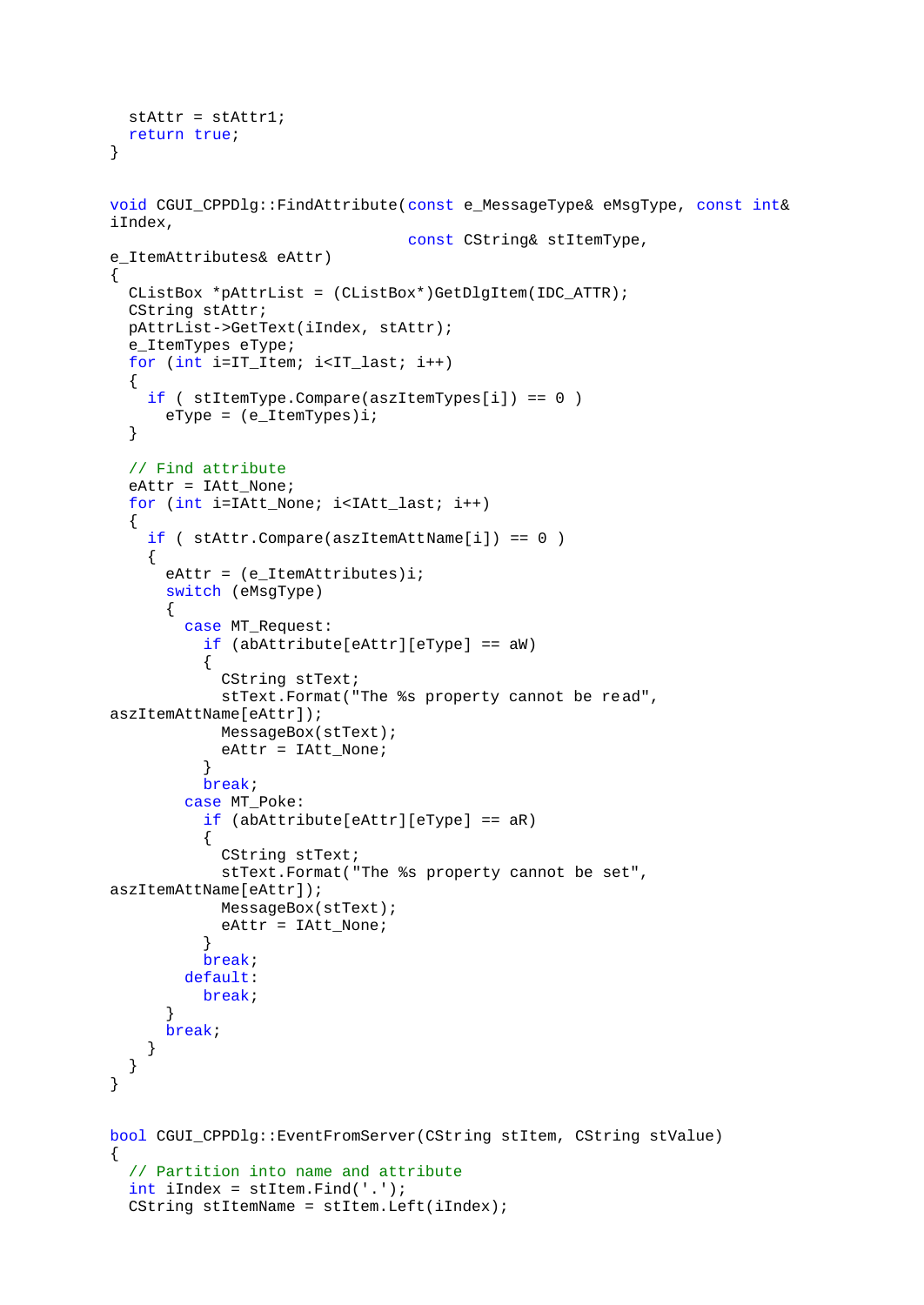```
  stAttr = stAttr1;
  return true;
}


void CGUI_CPPDlg::FindAttribute(const e_MessageType& eMsgType, const int&
iIndex,
                                const CString& stItemType,
e_ItemAttributes& eAttr)
{
  CListBox *pAttrList = (CListBox*)GetDlgItem(IDC_ATTR);
  CString stAttr;
  pAttrList->GetText(iIndex, stAttr);
  e_ItemTypes eType;
  for (int i=IT_Item; i<IT_last; i++)
  {
    if ( stItemType.Compare(aszItemTypes[i]) == 0 )
      eType = (e_ItemTypes)i;
  }

  // Find attribute
  eAttr = IAtt_None;
  for (int i=IAtt_None; i<IAtt_last; i++)
  {
    if ( stAttr.Compare(aszItemAttName[i]) == 0 )
    {
      eAttr = (e_ItemAttributes)i;
      switch (eMsgType)
      {
        case MT_Request:
          if (abAttribute[eAttr][eType] == aW)
          {
            CString stText;
            stText.Format("The %s property cannot be read",
aszItemAttName[eAttr]);
            MessageBox(stText);
            eAttr = IAtt_None;
          }
          break;
        case MT_Poke:
          if (abAttribute[eAttr][eType] == aR)
          {
            CString stText;
            stText.Format("The %s property cannot be set",
aszItemAttName[eAttr]);
            MessageBox(stText);
            eAttr = IAtt_None;
          }
          break;
        default:
          break;
      }
      break;
    }
  }
}


bool CGUI_CPPDlg::EventFromServer(CString stItem, CString stValue)
{
  // Partition into name and attribute
  int iIndex = stItem.Find('.');
  CString stItemName = stItem.Left(iIndex);
```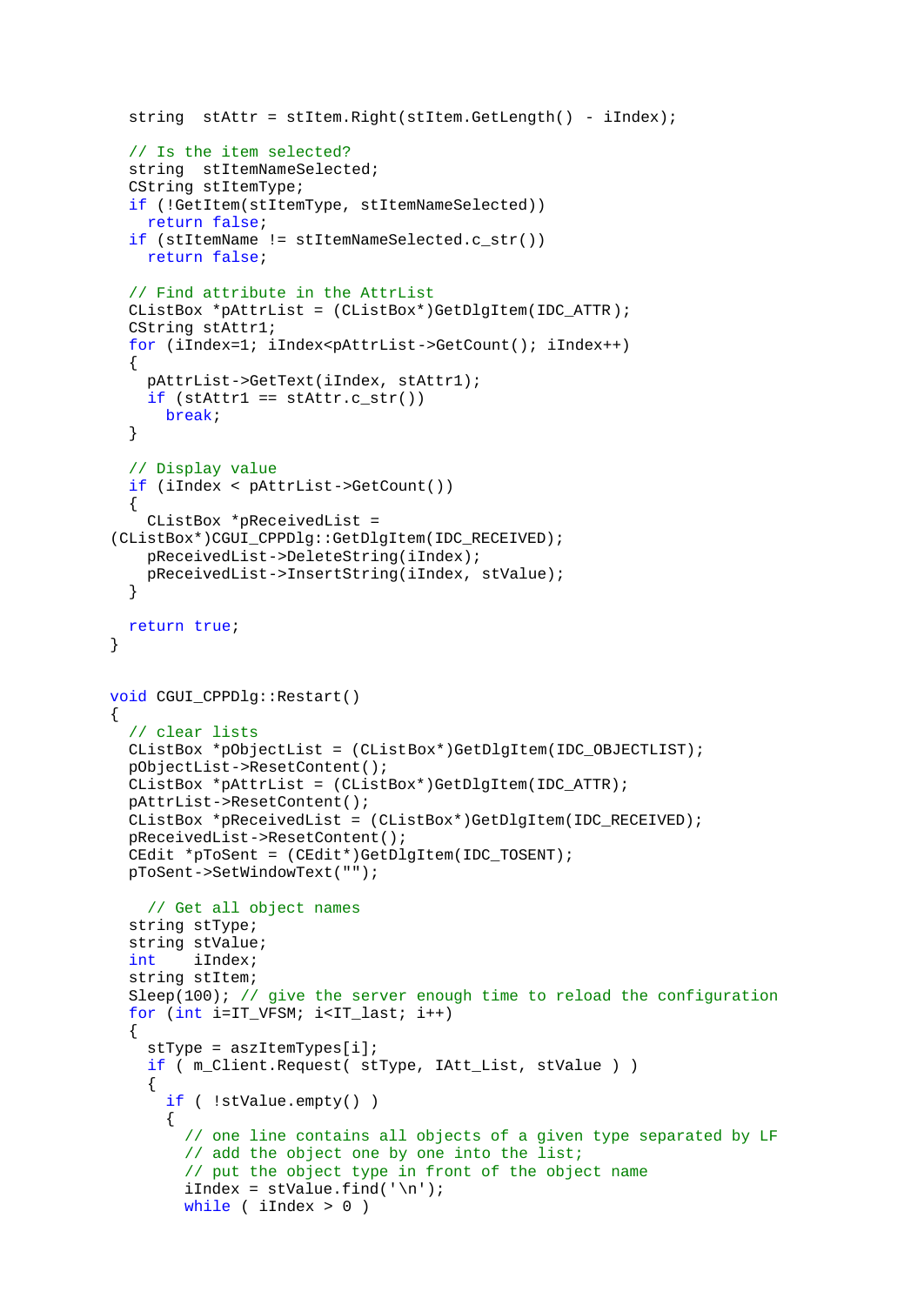```
  string  stAttr = stItem.Right(stItem.GetLength() - iIndex);

  // Is the item selected?
  string  stItemNameSelected;
  CString stItemType;
  if (!GetItem(stItemType, stItemNameSelected))
    return false;
  if (stItemName != stItemNameSelected.c_str())
    return false;

  // Find attribute in the AttrList
  CListBox *pAttrList = (CListBox*)GetDlgItem(IDC_ATTR);
  CString stAttr1;
  for (iIndex=1; iIndex<pAttrList->GetCount(); iIndex++)
  {
    pAttrList->GetText(iIndex, stAttr1);
    if (stAttr1 == stAttr.c_str())
      break;
  }

  // Display value
  if (iIndex < pAttrList->GetCount())
  {
    CListBox *pReceivedList =
(CListBox*)CGUI_CPPDlg::GetDlgItem(IDC_RECEIVED);
    pReceivedList->DeleteString(iIndex);
    pReceivedList->InsertString(iIndex, stValue);
  }

  return true;
}


void CGUI_CPPDlg::Restart()
{
  // clear lists
  CListBox *pObjectList = (CListBox*)GetDlgItem(IDC_OBJECTLIST);
  pObjectList->ResetContent();
  CListBox *pAttrList = (CListBox*)GetDlgItem(IDC_ATTR);
  pAttrList->ResetContent();
  CListBox *pReceivedList = (CListBox*)GetDlgItem(IDC_RECEIVED);
  pReceivedList->ResetContent();
  CEdit *pToSent = (CEdit*)GetDlgItem(IDC_TOSENT);
  pToSent->SetWindowText("");

    // Get all object names
  string stType;
  string stValue;
  int    iIndex;
  string stItem;
  Sleep(100); // give the server enough time to reload the configuration
  for (int i=IT_VFSM; i<IT_last; i++)
  {
    stType = aszItemTypes[i];
    if ( m_Client.Request( stType, IAtt_List, stValue ) )
    {
      if ( !stValue.empty() )
      {
        // one line contains all objects of a given type separated by LF
        // add the object one by one into the list;
        // put the object type in front of the object name
        iIndex = stValue.find('\n');
        while ( iIndex > 0 )
```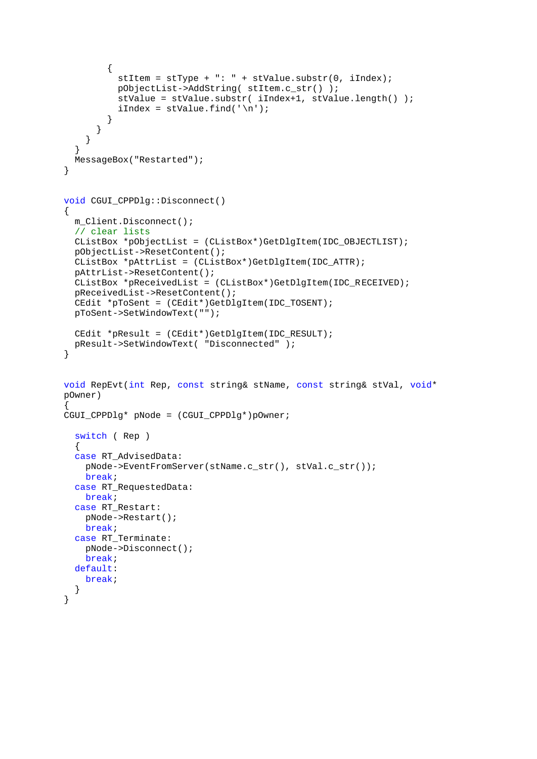```
        {
          stItem = stType + ": " + stValue.substr(0, iIndex);
          pObjectList->AddString( stItem.c_str() );
          stValue = stValue.substr( iIndex+1, stValue.length() );
          iIndex = stValue.find('\n');
        }
      }
    }
  }
  MessageBox("Restarted");
}


void CGUI_CPPDlg::Disconnect()
{
  m_Client.Disconnect();
  // clear lists
  CListBox *pObjectList = (CListBox*)GetDlgItem(IDC_OBJECTLIST);
  pObjectList->ResetContent();
  CListBox *pAttrList = (CListBox*)GetDlgItem(IDC_ATTR);
  pAttrList->ResetContent();
  CListBox *pReceivedList = (CListBox*)GetDlgItem(IDC_RECEIVED);
  pReceivedList->ResetContent();
  CEdit *pToSent = (CEdit*)GetDlgItem(IDC_TOSENT);
  pToSent->SetWindowText("");

  CEdit *pResult = (CEdit*)GetDlgItem(IDC_RESULT);
  pResult->SetWindowText( "Disconnected" );
}


void RepEvt(int Rep, const string& stName, const string& stVal, void*
pOwner)
{
CGUI_CPPDlg* pNode = (CGUI_CPPDlg*)pOwner;

  switch ( Rep )
  {
  case RT_AdvisedData:
    pNode->EventFromServer(stName.c_str(), stVal.c_str());
    break;
  case RT_RequestedData:
    break;
  case RT_Restart:
    pNode->Restart();
    break;
  case RT_Terminate:
    pNode->Disconnect();
    break;
  default:
    break;
  }
}
```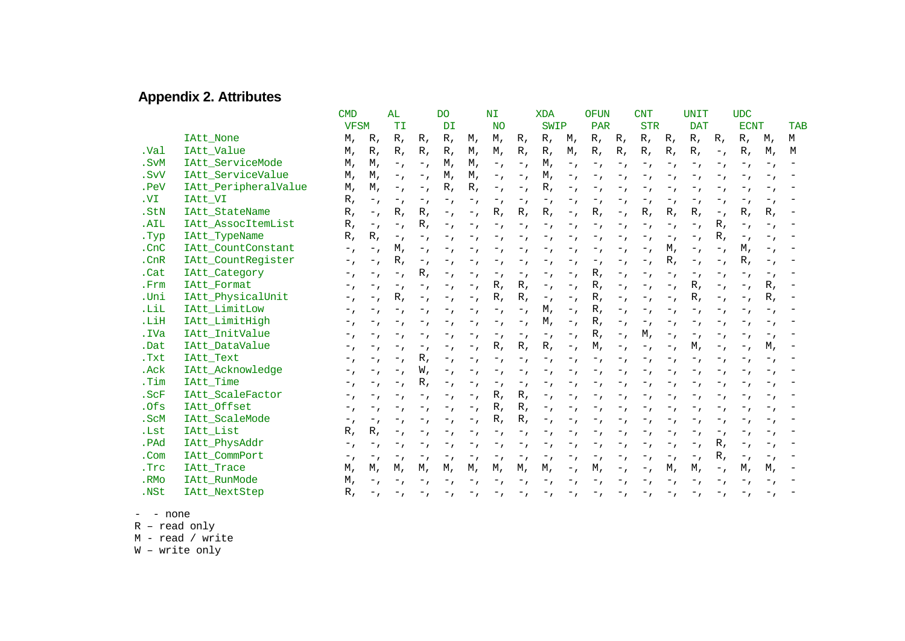## Appendix 2. Attributes

| | | CMD | VFSM | AL | TI | DO | DI | NI | NO | XDA | SWIP | OFUN | PAR | CNT | STR | UNIT | DAT | UDC | ECNT | TAB |
|---|---|---|---|---|---|---|---|---|---|---|---|---|---|---|---|---|---|---|---|---|
| | IAtt_None | M | R | R | R | R | M | M | R | R | M | R | R | R | R | R | R | R | M | M |
| .Val | IAtt_Value | M | R | R | R | R | M | M | R | R | M | R | R | R | R | R | - | R | M | M |
| .SvM | IAtt_ServiceMode | M | M | - | - | M | M | - | - | M | - | - | - | - | - | - | - | - | - | - |
| .SvV | IAtt_ServiceValue | M | M | - | - | M | M | - | - | M | - | - | - | - | - | - | - | - | - | - |
| .PeV | IAtt_PeripheralValue | M | M | - | - | R | R | - | - | R | - | - | - | - | - | - | - | - | - | - |
| .VI | IAtt_VI | R | - | - | - | - | - | - | - | - | - | - | - | - | - | - | - | - | - | - |
| .StN | IAtt_StateName | R | - | R | R | - | - | R | R | R | - | R | - | R | R | R | - | R | R | - |
| .AIL | IAtt_AssocItemList | R | - | - | R | - | - | - | - | - | - | - | - | - | - | - | R | - | - | - |
| .Typ | IAtt_TypeName | R | R | - | - | - | - | - | - | - | - | - | - | - | - | - | R | - | - | - |
| .CnC | IAtt_CountConstant | - | - | M | - | - | - | - | - | - | - | - | - | - | M | - | - | M | - | - |
| .CnR | IAtt_CountRegister | - | - | R | - | - | - | - | - | - | - | - | - | - | R | - | - | R | - | - |
| .Cat | IAtt_Category | - | - | - | R | - | - | - | - | - | - | R | - | - | - | - | - | - | - | - |
| .Frm | IAtt_Format | - | - | - | - | - | - | R | R | - | - | R | - | - | - | R | - | - | R | - |
| .Uni | IAtt_PhysicalUnit | - | - | R | - | - | - | R | R | - | - | R | - | - | - | R | - | - | R | - |
| .LiL | IAtt_LimitLow | - | - | - | - | - | - | - | - | M | - | R | - | - | - | - | - | - | - | - |
| .LiH | IAtt_LimitHigh | - | - | - | - | - | - | - | - | M | - | R | - | - | - | - | - | - | - | - |
| .IVa | IAtt_InitValue | - | - | - | - | - | - | - | - | - | - | R | - | M | - | - | - | - | - | - |
| .Dat | IAtt_DataValue | - | - | - | - | - | - | R | R | R | - | M | - | - | - | M | - | - | M | - |
| .Txt | IAtt_Text | - | - | - | R | - | - | - | - | - | - | - | - | - | - | - | - | - | - | - |
| .Ack | IAtt_Acknowledge | - | - | - | W | - | - | - | - | - | - | - | - | - | - | - | - | - | - | - |
| .Tim | IAtt_Time | - | - | - | R | - | - | - | - | - | - | - | - | - | - | - | - | - | - | - |
| .ScF | IAtt_ScaleFactor | - | - | - | - | - | - | R | R | - | - | - | - | - | - | - | - | - | - | - |
| .Ofs | IAtt_Offset | - | - | - | - | - | - | R | R | - | - | - | - | - | - | - | - | - | - | - |
| .ScM | IAtt_ScaleMode | - | - | - | - | - | - | R | R | - | - | - | - | - | - | - | - | - | - | - |
| .Lst | IAtt_List | R | R | - | - | - | - | - | - | - | - | - | - | - | - | - | - | - | - | - |
| .PAd | IAtt_PhysAddr | - | - | - | - | - | - | - | - | - | - | - | - | - | - | - | R | - | - | - |
| .Com | IAtt_CommPort | - | - | - | - | - | - | - | - | - | - | - | - | - | - | - | R | - | - | - |
| .Trc | IAtt_Trace | M | M | M | M | M | M | M | M | M | - | M | - | - | M | M | - | M | M | - |
| .RMo | IAtt_RunMode | M | - | - | - | - | - | - | - | - | - | - | - | - | - | - | - | - | - | - |
| .NSt | IAtt_NextStep | R | - | - | - | - | - | - | - | - | - | - | - | - | - | - | - | - | - | - |

\- - none
R – read only
M - read / write
W – write only